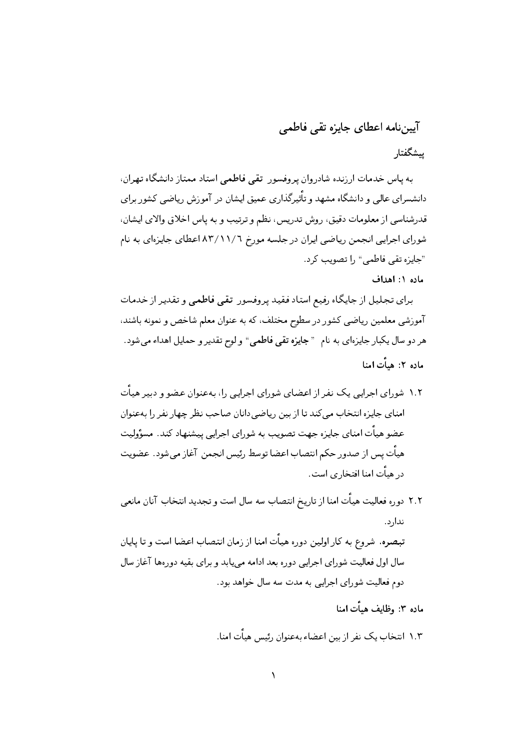# آیین‌نامه اعطای جایزه تقی فاطمی

## پیشگفتار

به پاس خدمات ارزنده شادروان پروفسور **تقی فاطمی** استاد ممتاز دانشگاه تهران، دانشسرای عالی و دانشگاه مشهد و تأثیرگذاری عمیق ایشان در آموزش ریاضی کشور برای قدرشناسی از معلومات دقیق، روش تدریس، نظم و ترتیب و به پاس اخلاق والای ایشان، شورای اجرایی انجمن ریاضی ایران در جلسه مورخ ۸۳/۱۱/٦ اعطای جایزه‌ای به نام "جایزه تقی فاطمی" را تصویب کرد.

### ماده ۱: اهداف

برای تجلیل از جایگاه رفیع استاد فقید پروفسور **تقی فاطمی** و تقدیر از خدمات آموزشی معلمین ریاضی کشور در سطوح مختلف، که به عنوان **معلم** شاخص و نمونه باشند، هر دو سال یکبار جایزه‌ای به نام "**جایزه تقی فاطمی**" و لوح تقدیر و حمایل اهداء می‌شود.

### ماده ۲: هیأت امنا

۱.۲ شورای اجرایی یک نفر از اعضای شورای اجرایی را، به‌عنوان عضو و دبیر هیأت امنای جایزه انتخاب می‌کند تا از بین ریاضی‌دانان صاحب نظر چهار نفر را به‌عنوان عضو هیأت امنای جایزه جهت تصویب به شورای اجرایی پیشنهاد کند. مسؤولیت هیأت پس از صدور حکم انتصاب اعضا توسط رئیس انجمن آغاز می‌شود. عضویت در هیأت امنا افتخاری است.

۲.۲ دوره فعالیت هیأت امنا از تاریخ انتصاب سه سال است و تجدید انتخاب آنان مانعی ندارد.

**تبصره.** شروع به کار اولین دوره هیأت امنا از زمان انتصاب اعضا است و تا پایان سال اول فعالیت شورای اجرایی دوره بعد ادامه می‌یابد و برای بقیه دوره‌ها آغاز سال دوم فعالیت شورای اجرایی به مدت سه سال خواهد بود.

### ماده ۳: وظایف هیأت امنا

۱.۳ انتخاب یک نفر از بین اعضاء به‌عنوان رئیس هیأت امنا.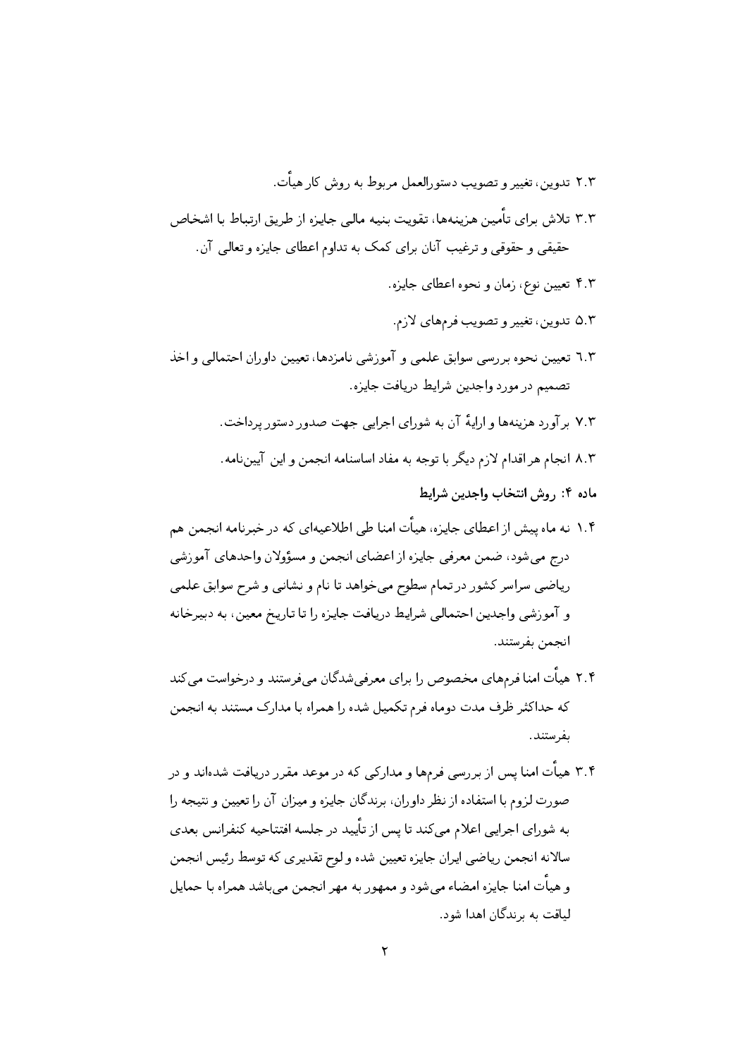۲.۳ تدوین، تغییر و تصویب دستورالعمل مربوط به روش کار هیأت.

۳.۳ تلاش برای تأمین هزینه‌ها، تقویت بنیه مالی جایزه از طریق ارتباط با اشخاص حقیقی و حقوقی و ترغیب آنان برای کمک به تداوم اعطای جایزه و تعالی آن.

۴.۳ تعیین نوع، زمان و نحوه اعطای جایزه.

۵.۳ تدوین، تغییر و تصویب فرم‌های لازم.

۶.۳ تعیین نحوه بررسی سوابق علمی و آموزشی نامزدها، تعیین داوران احتمالی و اخذ تصمیم در مورد واجدین شرایط دریافت جایزه.

۷.۳ برآورد هزینه‌ها و ارایهٔ آن به شورای اجرایی جهت صدور دستور پرداخت.

۸.۳ انجام هر اقدام لازم دیگر با توجه به مفاد اساسنامه انجمن و این آیین‌نامه.

**ماده ۴: روش انتخاب واجدین شرایط**

۱.۴ نه ماه پیش از اعطای جایزه، هیأت امنا طی اطلاعیه‌ای که در خبرنامه انجمن هم درج می‌شود، ضمن معرفی جایزه از اعضای انجمن و مسؤولان واحدهای آموزشی ریاضی سراسر کشور در تمام سطوح می‌خواهد تا نام و نشانی و شرح سوابق علمی و آموزشی واجدین احتمالی شرایط دریافت جایزه را تا تاریخ معین، به دبیرخانه انجمن بفرستند.

۲.۴ هیأت امنا فرم‌های مخصوص را برای معرفی‌شدگان می‌فرستند و درخواست می‌کند که حداکثر ظرف مدت دوماه فرم تکمیل شده را همراه با مدارک مستند به انجمن بفرستند.

۳.۴ هیأت امنا پس از بررسی فرم‌ها و مدارکی که در موعد مقرر دریافت شده‌اند و در صورت لزوم با استفاده از نظر داوران، برندگان جایزه و میزان آن را تعیین و نتیجه را به شورای اجرایی اعلام می‌کند تا پس از تأیید در جلسه افتتاحیه کنفرانس بعدی سالانه انجمن ریاضی ایران جایزه تعیین شده و لوح تقدیری که توسط رئیس انجمن و هیأت امنا جایزه امضاء می‌شود و ممهور به مهر انجمن می‌باشد همراه با حمایل لیاقت به برندگان اهدا شود.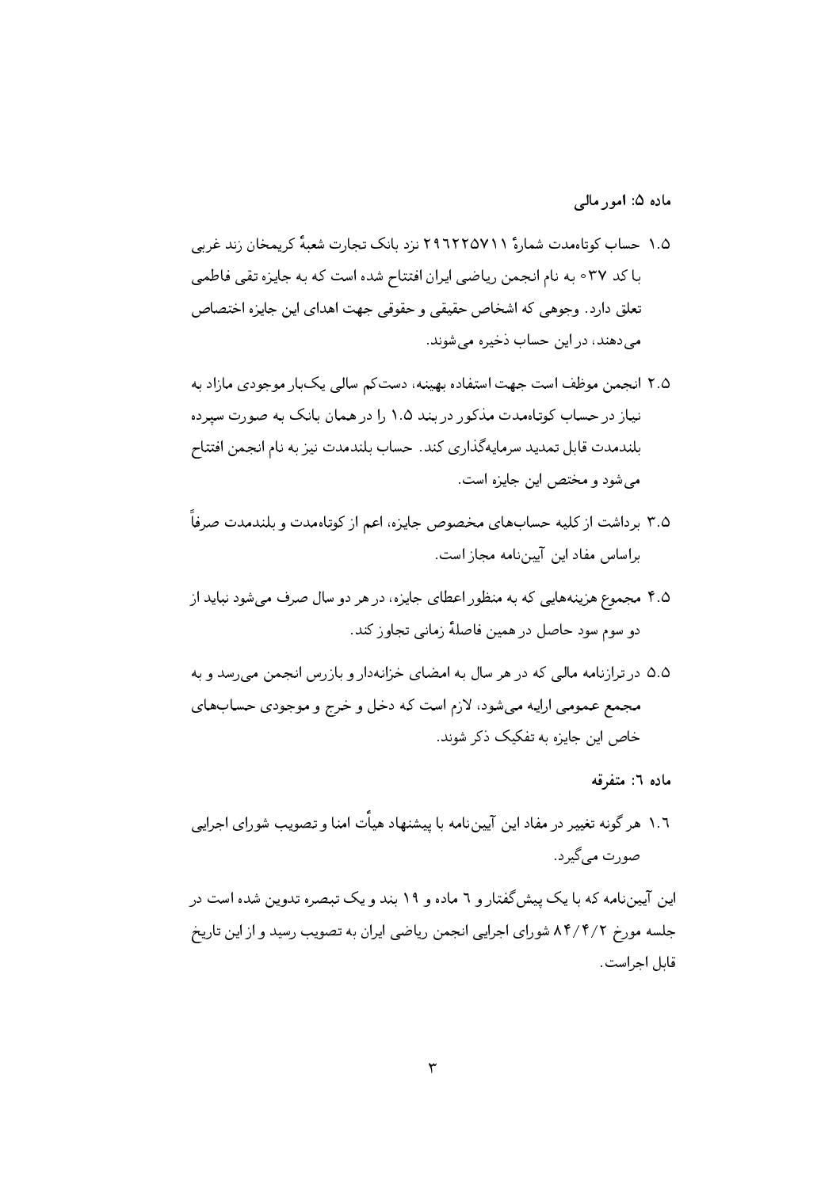**ماده ۵: امور مالی**

۱.۵ حساب کوتاه‌مدت شمارهٔ ۲۹۶۲۲۵۷۱۱ نزد بانک تجارت شعبهٔ کریمخان زند غربی با کد ۰۳۷ به نام انجمن ریاضی ایران افتتاح شده است که به جایزه تقی فاطمی تعلق دارد. وجوهی که اشخاص حقیقی و حقوقی جهت اهدای این جایزه اختصاص می‌دهند، در این حساب ذخیره می‌شوند.

۲.۵ انجمن موظف است جهت استفاده بهینه، دست‌کم سالی یک‌بار موجودی مازاد به نیاز در حساب کوتاه‌مدت مذکور در بند ۱.۵ را در همان بانک به صورت سپرده بلندمدت قابل تمدید سرمایه‌گذاری کند. حساب بلندمدت نیز به نام انجمن افتتاح می‌شود و مختص این جایزه است.

۳.۵ برداشت از کلیه حساب‌های مخصوص جایزه، اعم از کوتاه‌مدت و بلندمدت صرفاً براساس مفاد این آیین‌نامه مجاز است.

۴.۵ مجموع هزینه‌هایی که به منظور اعطای جایزه، در هر دو سال صرف می‌شود نباید از دو سوم سود حاصل در همین فاصلهٔ زمانی تجاوز کند.

۵.۵ در ترازنامه مالی که در هر سال به امضای خزانه‌دار و بازرس انجمن می‌رسد و به مجمع عمومی ارایه می‌شود، لازم است که دخل و خرج و موجودی حساب‌های خاص این جایزه به تفکیک ذکر شوند.

**ماده ۶: متفرقه**

۱.۶ هر گونه تغییر در مفاد این آیین‌نامه با پیشنهاد هیأت امنا و تصویب شورای اجرایی صورت می‌گیرد.

این آیین‌نامه که با یک پیش‌گفتار و ۶ ماده و ۱۹ بند و یک تبصره تدوین شده است در جلسه مورخ ۸۴/۴/۲ شورای اجرایی انجمن ریاضی ایران به تصویب رسید و از این تاریخ قابل اجراست.